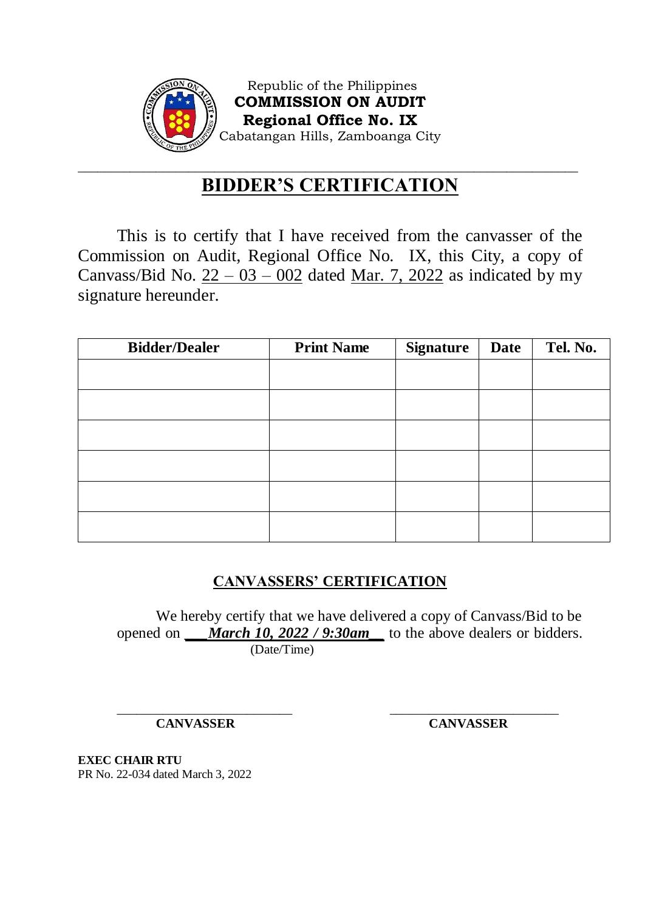Republic of the Philippines
**COMMISSION ON AUDIT**
**Regional Office No. IX**
Cabatangan Hills, Zamboanga City

# BIDDER'S CERTIFICATION

This is to certify that I have received from the canvasser of the Commission on Audit, Regional Office No. IX, this City, a copy of Canvass/Bid No. 22 – 03 – 002 dated Mar. 7, 2022 as indicated by my signature hereunder.

| Bidder/Dealer | Print Name | Signature | Date | Tel. No. |
|---|---|---|---|---|
| | | | | |
| | | | | |
| | | | | |
| | | | | |
| | | | | |
| | | | | |

## CANVASSERS' CERTIFICATION

We hereby certify that we have delivered a copy of Canvass/Bid to be opened on ***March 10, 2022 / 9:30am*** to the above dealers or bidders.
(Date/Time)

_________________________ **CANVASSER**

_________________________ **CANVASSER**

**EXEC CHAIR RTU**
PR No. 22-034 dated March 3, 2022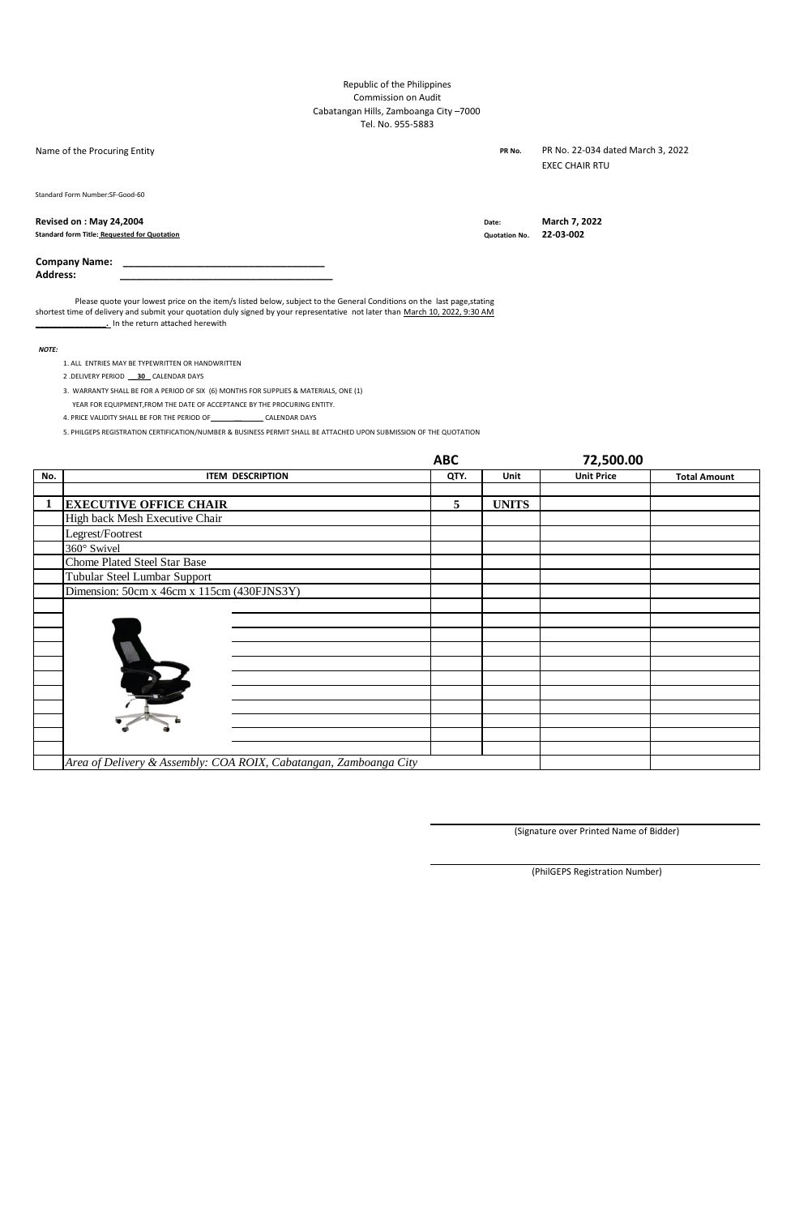Republic of the Philippines
Commission on Audit
Cabatangan Hills, Zamboanga City –7000
Tel. No. 955-5883

Name of the Procuring Entity

**PR No.** PR No. 22-034 dated March 3, 2022
EXEC CHAIR RTU

Standard Form Number:SF-Good-60

**Revised on : May 24,2004**
**Standard form Title: Requested for Quotation**

**Date:** **March 7, 2022**
**Quotation No.** **22-03-002**

**Company Name:** ___________________________________
**Address:** ___________________________________

Please quote your lowest price on the item/s listed below, subject to the General Conditions on the last page,stating shortest time of delivery and submit your quotation duly signed by your representative not later than March 10, 2022, 9:30 AM ______________. In the return attached herewith

***NOTE:***

1. ALL ENTRIES MAY BE TYPEWRITTEN OR HANDWRITTEN
2. DELIVERY PERIOD __30__ CALENDAR DAYS
3. WARRANTY SHALL BE FOR A PERIOD OF SIX (6) MONTHS FOR SUPPLIES & MATERIALS, ONE (1) YEAR FOR EQUIPMENT,FROM THE DATE OF ACCEPTANCE BY THE PROCURING ENTITY.
4. PRICE VALIDITY SHALL BE FOR THE PERIOD OF____________ CALENDAR DAYS
5. PHILGEPS REGISTRATION CERTIFICATION/NUMBER & BUSINESS PERMIT SHALL BE ATTACHED UPON SUBMISSION OF THE QUOTATION

| | | **ABC** | | **72,500.00** | |
|---|---|---|---|---|---|
| **No.** | **ITEM DESCRIPTION** | **QTY.** | **Unit** | **Unit Price** | **Total Amount** |
| **1** | **EXECUTIVE OFFICE CHAIR** | **5** | **UNITS** | | |
| | High back Mesh Executive Chair | | | | |
| | Legrest/Footrest | | | | |
| | 360° Swivel | | | | |
| | Chome Plated Steel Star Base | | | | |
| | Tubular Steel Lumbar Support | | | | |
| | Dimension: 50cm x 46cm x 115cm (430FJNS3Y) | | | | |
| | *Area of Delivery & Assembly: COA ROIX, Cabatangan, Zamboanga City* | | | | |

_______________________________
(Signature over Printed Name of Bidder)

_______________________________
(PhilGEPS Registration Number)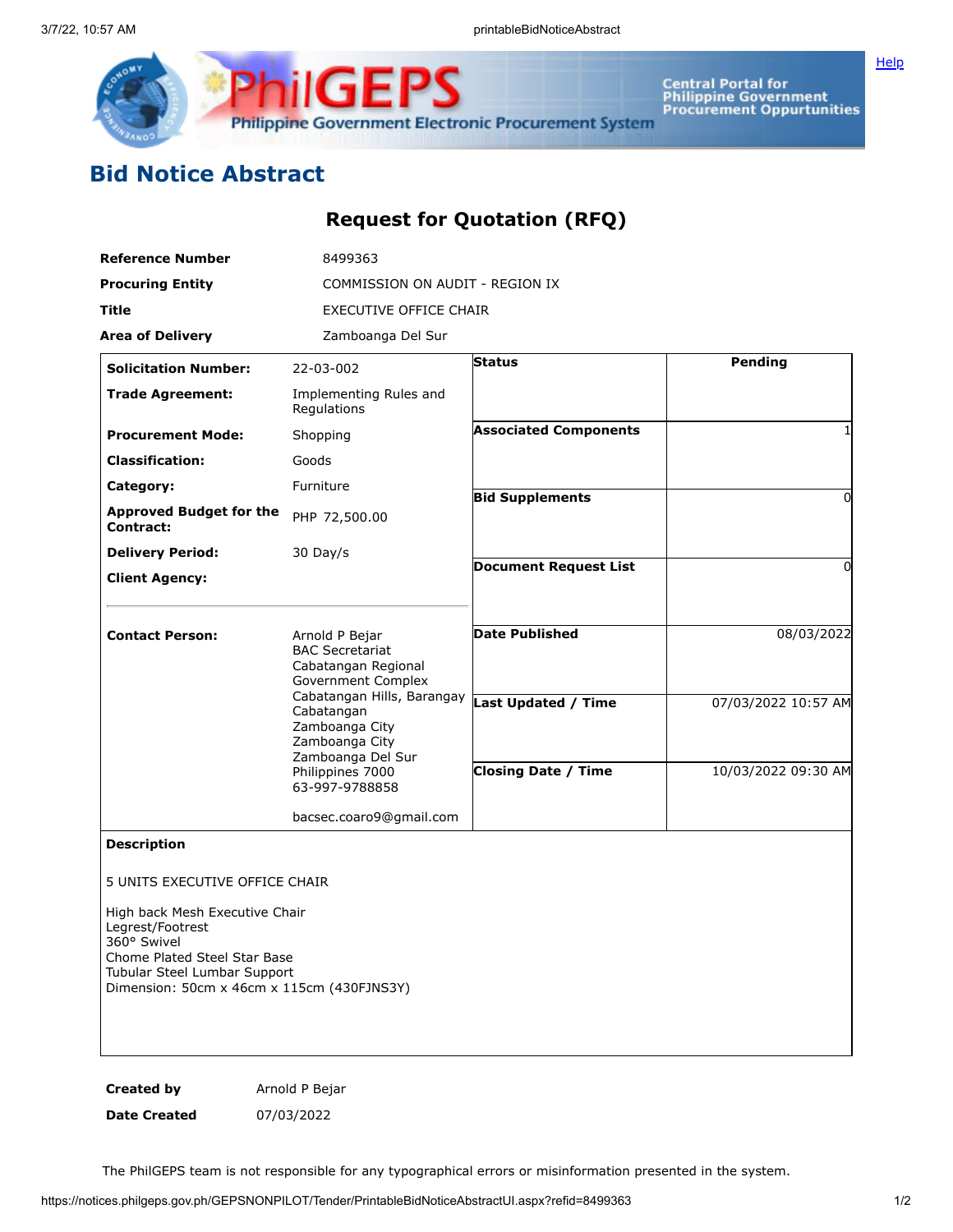## Bid Notice Abstract

### Request for Quotation (RFQ)

| | |
|---|---|
| **Reference Number** | 8499363 |
| **Procuring Entity** | COMMISSION ON AUDIT - REGION IX |
| **Title** | EXECUTIVE OFFICE CHAIR |
| **Area of Delivery** | Zamboanga Del Sur |

| | | | |
|---|---|---|---|
| **Solicitation Number:** | 22-03-002 | **Status** | Pending |
| **Trade Agreement:** | Implementing Rules and Regulations | | |
| **Procurement Mode:** | Shopping | **Associated Components** | 1 |
| **Classification:** | Goods | | |
| **Category:** | Furniture | **Bid Supplements** | 0 |
| **Approved Budget for the Contract:** | PHP 72,500.00 | | |
| **Delivery Period:** | 30 Day/s | **Document Request List** | 0 |
| **Client Agency:** | | | |
| **Contact Person:** | Arnold P Bejar<br>BAC Secretariat<br>Cabatangan Regional Government Complex<br>Cabatangan Hills, Barangay Cabatangan<br>Zamboanga City<br>Zamboanga City<br>Zamboanga Del Sur<br>Philippines 7000<br>63-997-9788858<br><br>bacsec.coaro9@gmail.com | **Date Published** | 08/03/2022 |
| | | **Last Updated / Time** | 07/03/2022 10:57 AM |
| | | **Closing Date / Time** | 10/03/2022 09:30 AM |

**Description**

5 UNITS EXECUTIVE OFFICE CHAIR

High back Mesh Executive Chair
Legrest/Footrest
360° Swivel
Chome Plated Steel Star Base
Tubular Steel Lumbar Support
Dimension: 50cm x 46cm x 115cm (430FJNS3Y)

| | |
|---|---|
| **Created by** | Arnold P Bejar |
| **Date Created** | 07/03/2022 |

The PhilGEPS team is not responsible for any typographical errors or misinformation presented in the system.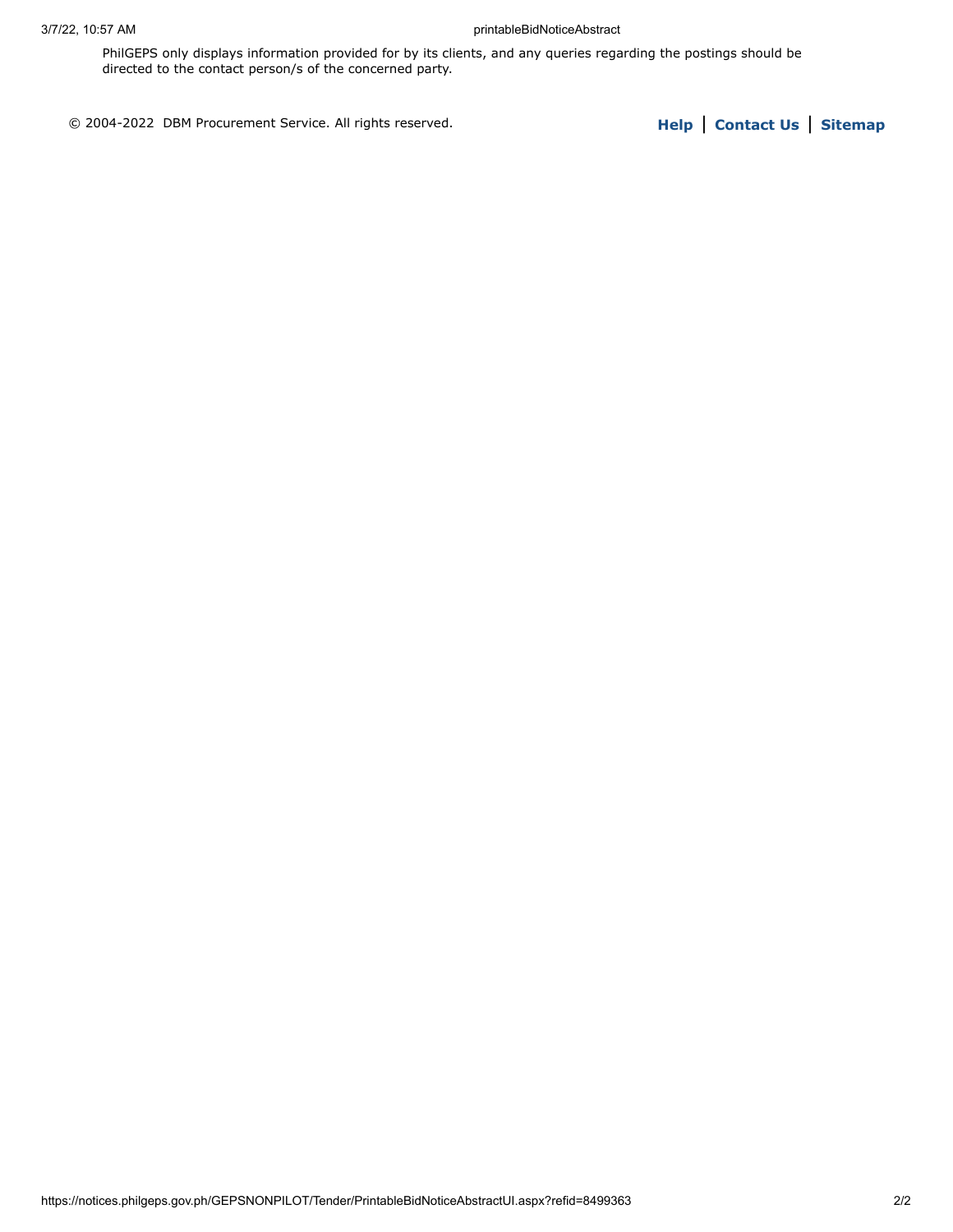PhilGEPS only displays information provided for by its clients, and any queries regarding the postings should be directed to the contact person/s of the concerned party.

© 2004-2022 DBM Procurement Service. All rights reserved.

**Help** | **Contact Us** | **Sitemap**